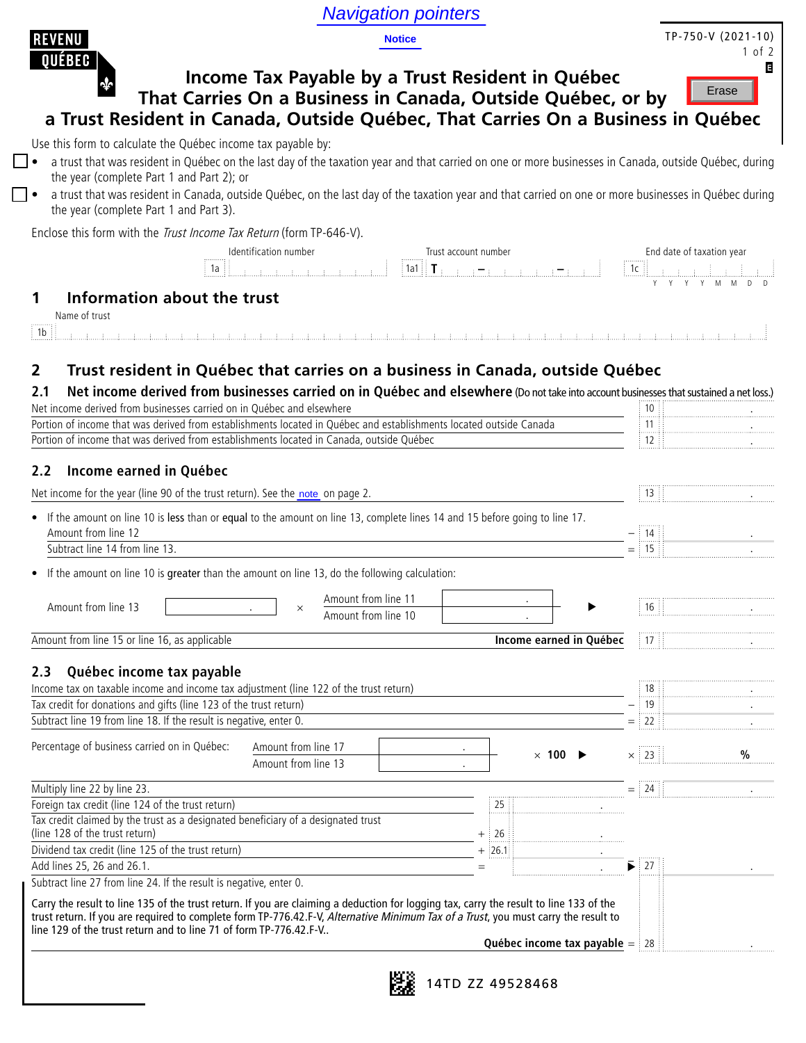Navigation pointers

Notice

TP-750-V (2021-10)

# Income Tax Payable by a Trust Resident in Québec That Carries On a Business in Canada, Outside Québec, or by a Trust Resident in Canada, Outside Québec, That Carries On a Business in Québec

Use this form to calculate the Québec income tax payable by:

- ☐ a trust that was resident in Québec on the last day of the taxation year and that carried on one or more businesses in Canada, outside Québec, during the year (complete Part 1 and Part 2); or
- ☐ a trust that was resident in Canada, outside Québec, on the last day of the taxation year and that carried on one or more businesses in Québec during the year (complete Part 1 and Part 3).

Enclose this form with the *Trust Income Tax Return* (form TP-646-V).

| Identification number | Trust account number | End date of taxation year |
|---|---|---|
| 1a | 1a1 T – – | 1c YYYYMMDD |

## 1 Information about the trust

Name of trust

1b

## 2 Trust resident in Québec that carries on a business in Canada, outside Québec

### 2.1 Net income derived from businesses carried on in Québec and elsewhere (Do not take into account businesses that sustained a net loss.)

| Description | Line | Amount |
|---|---|---|
| Net income derived from businesses carried on in Québec and elsewhere | 10 | |
| Portion of income that was derived from establishments located in Québec and establishments located outside Canada | 11 | |
| Portion of income that was derived from establishments located in Canada, outside Québec | 12 | |

### 2.2 Income earned in Québec

| Description | Line | Amount |
|---|---|---|
| Net income for the year (line 90 of the trust return). See the note on page 2. | 13 | |

- If the amount on line 10 is **less** than or **equal** to the amount on line 13, complete lines 14 and 15 before going to line 17.

| Description | | Line | Amount |
|---|---|---|---|
| Amount from line 12 | – | 14 | |
| Subtract line 14 from line 13. | = | 15 | |

- If the amount on line 10 is **greater** than the amount on line 13, do the following calculation:

Amount from line 13 ______ × (Amount from line 11 ______ / Amount from line 10 ______) ▶ 16 ______

| Description | Line | Amount |
|---|---|---|
| Amount from line 15 or line 16, as applicable — **Income earned in Québec** | 17 | |

### 2.3 Québec income tax payable

| Description | | Line | Amount |
|---|---|---|---|
| Income tax on taxable income and income tax adjustment (line 122 of the trust return) | | 18 | |
| Tax credit for donations and gifts (line 123 of the trust return) | – | 19 | |
| Subtract line 19 from line 18. If the result is negative, enter 0. | = | 22 | |

Percentage of business carried on in Québec: (Amount from line 17 ______ / Amount from line 13 ______) × **100** ▶ × 23 ______ %

| Description | | Line | Amount | | Line | Amount |
|---|---|---|---|---|---|---|
| Multiply line 22 by line 23. | | | | = | 24 | |
| Foreign tax credit (line 124 of the trust return) | | 25 | | | | |
| Tax credit claimed by the trust as a designated beneficiary of a designated trust (line 128 of the trust return) | + | 26 | | | | |
| Dividend tax credit (line 125 of the trust return) | + | 26.1 | | | | |
| Add lines 25, 26 and 26.1. | = | | | ▶ | 27 | |

Subtract line 27 from line 24. If the result is negative, enter 0.

Carry the result to line 135 of the trust return. If you are claiming a deduction for logging tax, carry the result to line 133 of the trust return. If you are required to complete form TP-776.42.F-V, *Alternative Minimum Tax of a Trust*, you must carry the result to line 129 of the trust return and to line 71 of form TP-776.42.F-V..

**Québec income tax payable** = 28 ______

14TD ZZ 49528468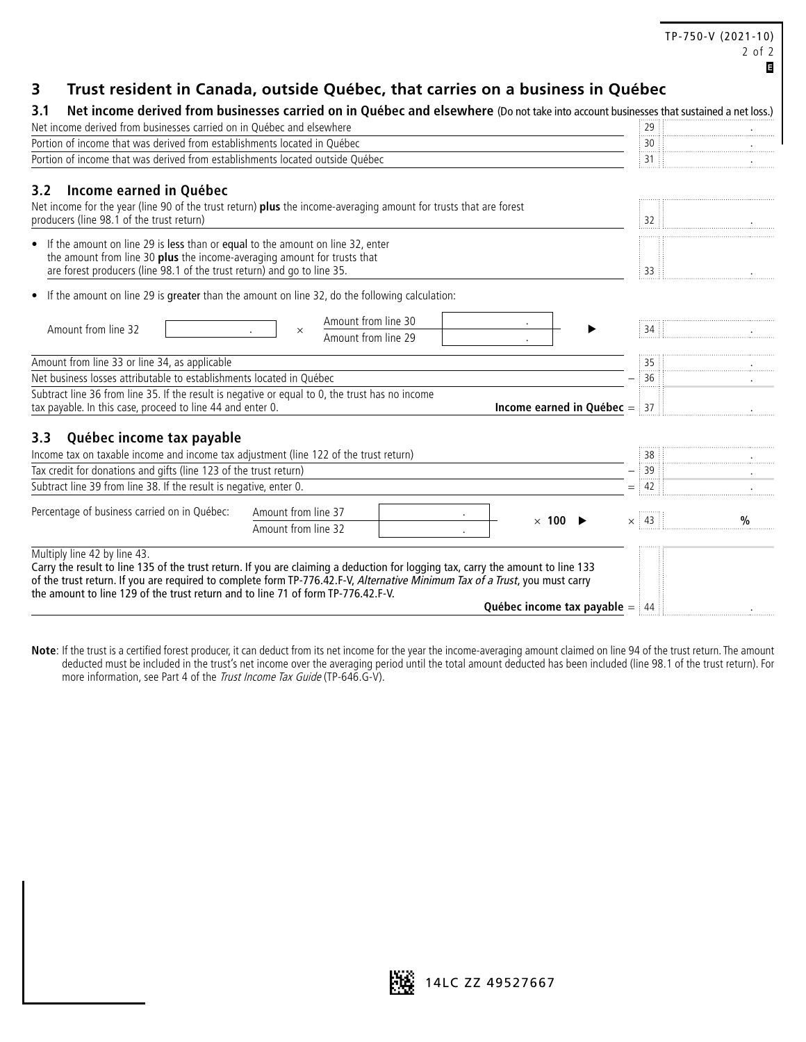## 3 Trust resident in Canada, outside Québec, that carries on a business in Québec

### 3.1 Net income derived from businesses carried on in Québec and elsewhere (Do not take into account businesses that sustained a net loss.)

| | | |
|---|---|---|
| Net income derived from businesses carried on in Québec and elsewhere | 29 | . |
| Portion of income that was derived from establishments located in Québec | 30 | . |
| Portion of income that was derived from establishments located outside Québec | 31 | . |

### 3.2 Income earned in Québec

| | | |
|---|---|---|
| Net income for the year (line 90 of the trust return) **plus** the income-averaging amount for trusts that are forest producers (line 98.1 of the trust return) | 32 | . |
| • If the amount on line 29 is less than or equal to the amount on line 32, enter the amount from line 30 **plus** the income-averaging amount for trusts that are forest producers (line 98.1 of the trust return) and go to line 35. | 33 | . |

• If the amount on line 29 is greater than the amount on line 32, do the following calculation:

Amount from line 32 ______ . × (Amount from line 30 ______ . / Amount from line 29 ______ .) ▶ 34 ______ .

| | | | |
|---|---|---|---|
| Amount from line 33 or line 34, as applicable | | 35 | . |
| Net business losses attributable to establishments located in Québec | − | 36 | . |
| Subtract line 36 from line 35. If the result is negative or equal to 0, the trust has no income tax payable. In this case, proceed to line 44 and enter 0. **Income earned in Québec** | = | 37 | . |

### 3.3 Québec income tax payable

| | | | |
|---|---|---|---|
| Income tax on taxable income and income tax adjustment (line 122 of the trust return) | | 38 | . |
| Tax credit for donations and gifts (line 123 of the trust return) | − | 39 | . |
| Subtract line 39 from line 38. If the result is negative, enter 0. | = | 42 | . |

Percentage of business carried on in Québec: (Amount from line 37 ______ . / Amount from line 32 ______ .) × **100** ▶ × 43 ______ %

Multiply line 42 by line 43.
Carry the result to line 135 of the trust return. If you are claiming a deduction for logging tax, carry the amount to line 133 of the trust return. If you are required to complete form TP-776.42.F-V, *Alternative Minimum Tax of a Trust*, you must carry the amount to line 129 of the trust return and to line 71 of form TP-776.42.F-V.

**Québec income tax payable** = 44 ______ .

**Note**: If the trust is a certified forest producer, it can deduct from its net income for the year the income-averaging amount claimed on line 94 of the trust return. The amount deducted must be included in the trust's net income over the averaging period until the total amount deducted has been included (line 98.1 of the trust return). For more information, see Part 4 of the *Trust Income Tax Guide* (TP-646.G-V).

14LC ZZ 49527667